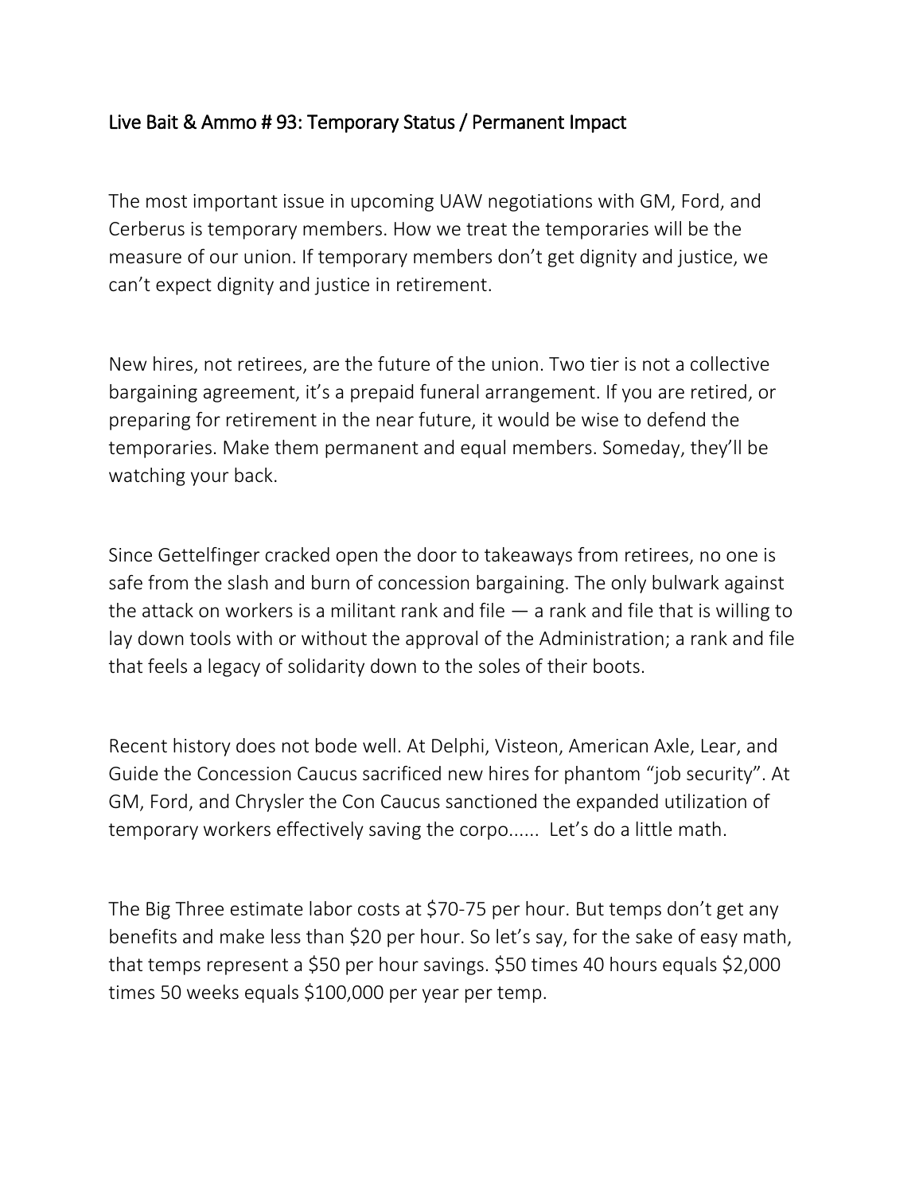# Live Bait & Ammo # 93: Temporary Status / Permanent Impact

The most important issue in upcoming UAW negotiations with GM, Ford, and Cerberus is temporary members. How we treat the temporaries will be the measure of our union. If temporary members don't get dignity and justice, we can't expect dignity and justice in retirement.

New hires, not retirees, are the future of the union. Two tier is not a collective bargaining agreement, it's a prepaid funeral arrangement. If you are retired, or preparing for retirement in the near future, it would be wise to defend the temporaries. Make them permanent and equal members. Someday, they'll be watching your back.

Since Gettelfinger cracked open the door to takeaways from retirees, no one is safe from the slash and burn of concession bargaining. The only bulwark against the attack on workers is a militant rank and file — a rank and file that is willing to lay down tools with or without the approval of the Administration; a rank and file that feels a legacy of solidarity down to the soles of their boots.

Recent history does not bode well. At Delphi, Visteon, American Axle, Lear, and Guide the Concession Caucus sacrificed new hires for phantom "job security". At GM, Ford, and Chrysler the Con Caucus sanctioned the expanded utilization of temporary workers effectively saving the corpo...... Let's do a little math.

The Big Three estimate labor costs at $70-75 per hour. But temps don't get any benefits and make less than $20 per hour. So let's say, for the sake of easy math, that temps represent a $50 per hour savings. $50 times 40 hours equals $2,000 times 50 weeks equals $100,000 per year per temp.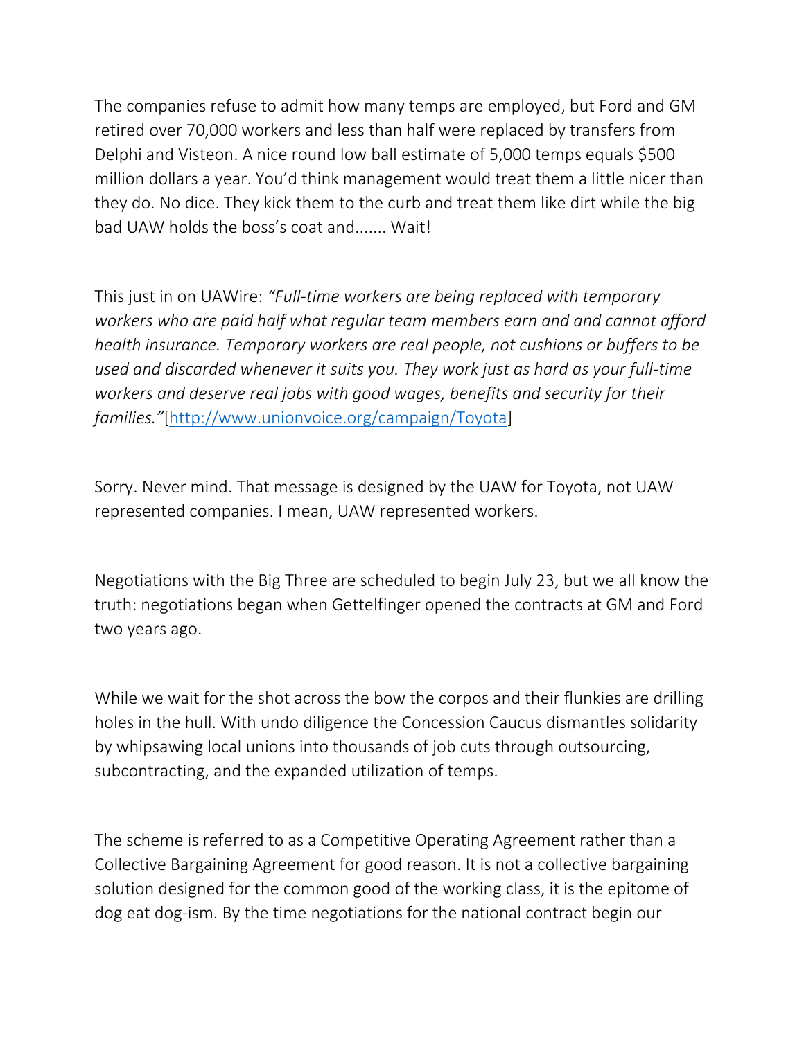The companies refuse to admit how many temps are employed, but Ford and GM retired over 70,000 workers and less than half were replaced by transfers from Delphi and Visteon. A nice round low ball estimate of 5,000 temps equals $500 million dollars a year. You'd think management would treat them a little nicer than they do. No dice. They kick them to the curb and treat them like dirt while the big bad UAW holds the boss's coat and....... Wait!

This just in on UAWire: *"Full-time workers are being replaced with temporary workers who are paid half what regular team members earn and and cannot afford health insurance. Temporary workers are real people, not cushions or buffers to be used and discarded whenever it suits you. They work just as hard as your full-time workers and deserve real jobs with good wages, benefits and security for their families."*[http://www.unionvoice.org/campaign/Toyota]

Sorry. Never mind. That message is designed by the UAW for Toyota, not UAW represented companies. I mean, UAW represented workers.

Negotiations with the Big Three are scheduled to begin July 23, but we all know the truth: negotiations began when Gettelfinger opened the contracts at GM and Ford two years ago.

While we wait for the shot across the bow the corpos and their flunkies are drilling holes in the hull. With undo diligence the Concession Caucus dismantles solidarity by whipsawing local unions into thousands of job cuts through outsourcing, subcontracting, and the expanded utilization of temps.

The scheme is referred to as a Competitive Operating Agreement rather than a Collective Bargaining Agreement for good reason. It is not a collective bargaining solution designed for the common good of the working class, it is the epitome of dog eat dog-ism. By the time negotiations for the national contract begin our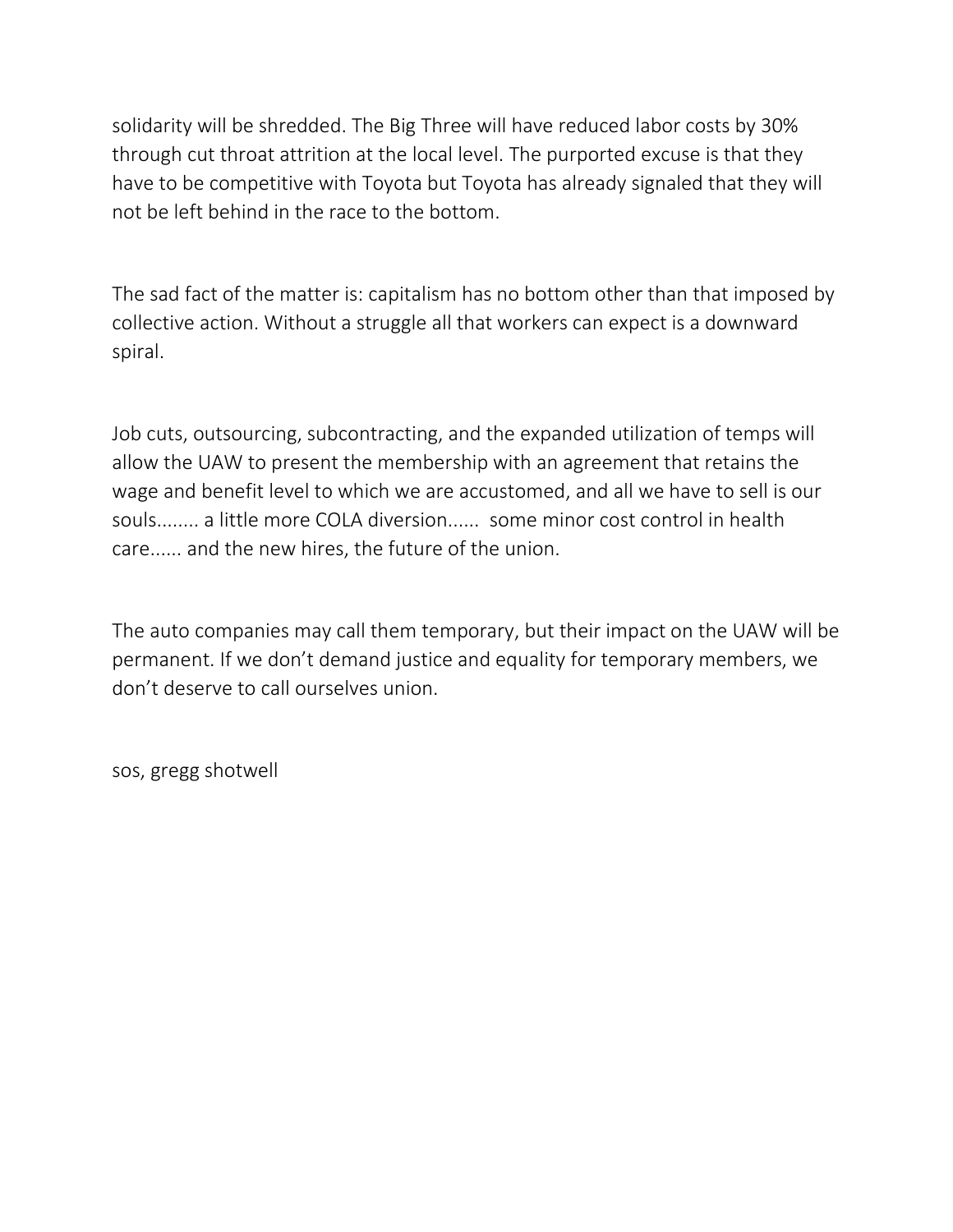solidarity will be shredded. The Big Three will have reduced labor costs by 30% through cut throat attrition at the local level. The purported excuse is that they have to be competitive with Toyota but Toyota has already signaled that they will not be left behind in the race to the bottom.

The sad fact of the matter is: capitalism has no bottom other than that imposed by collective action. Without a struggle all that workers can expect is a downward spiral.

Job cuts, outsourcing, subcontracting, and the expanded utilization of temps will allow the UAW to present the membership with an agreement that retains the wage and benefit level to which we are accustomed, and all we have to sell is our souls........ a little more COLA diversion...... some minor cost control in health care...... and the new hires, the future of the union.

The auto companies may call them temporary, but their impact on the UAW will be permanent. If we don't demand justice and equality for temporary members, we don't deserve to call ourselves union.

sos, gregg shotwell